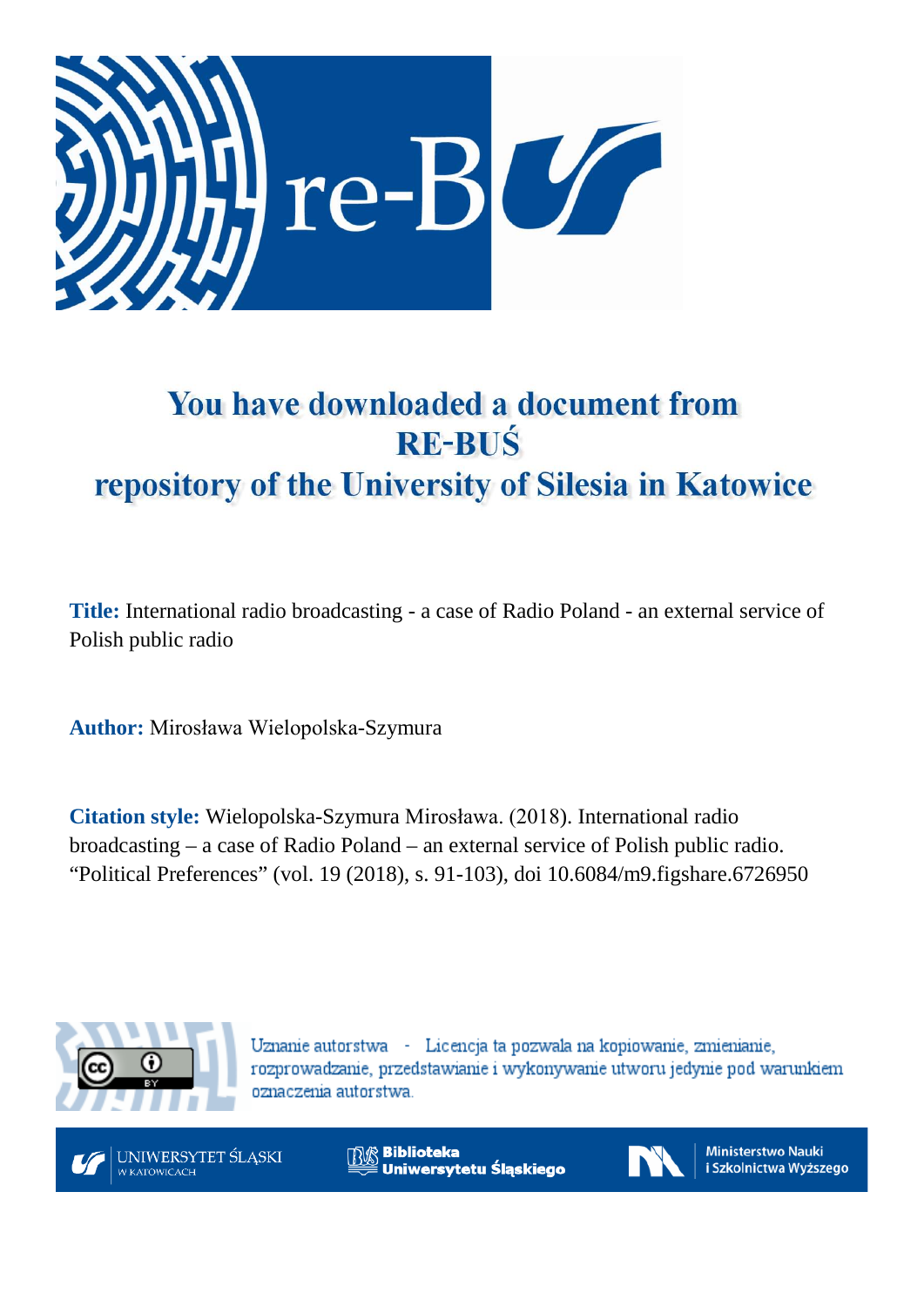# You have downloaded a document from RE-BUŚ repository of the University of Silesia in Katowice

**Title:** International radio broadcasting - a case of Radio Poland - an external service of Polish public radio

**Author:** Mirosława Wielopolska-Szymura

**Citation style:** Wielopolska-Szymura Mirosława. (2018). International radio broadcasting – a case of Radio Poland – an external service of Polish public radio. "Political Preferences" (vol. 19 (2018), s. 91-103), doi 10.6084/m9.figshare.6726950

Uznanie autorstwa - Licencja ta pozwala na kopiowanie, zmienianie, rozprowadzanie, przedstawianie i wykonywanie utworu jedynie pod warunkiem oznaczenia autorstwa.

UNIWERSYTET ŚLĄSKI W KATOWICACH

Biblioteka Uniwersytetu Śląskiego

Ministerstwo Nauki i Szkolnictwa Wyższego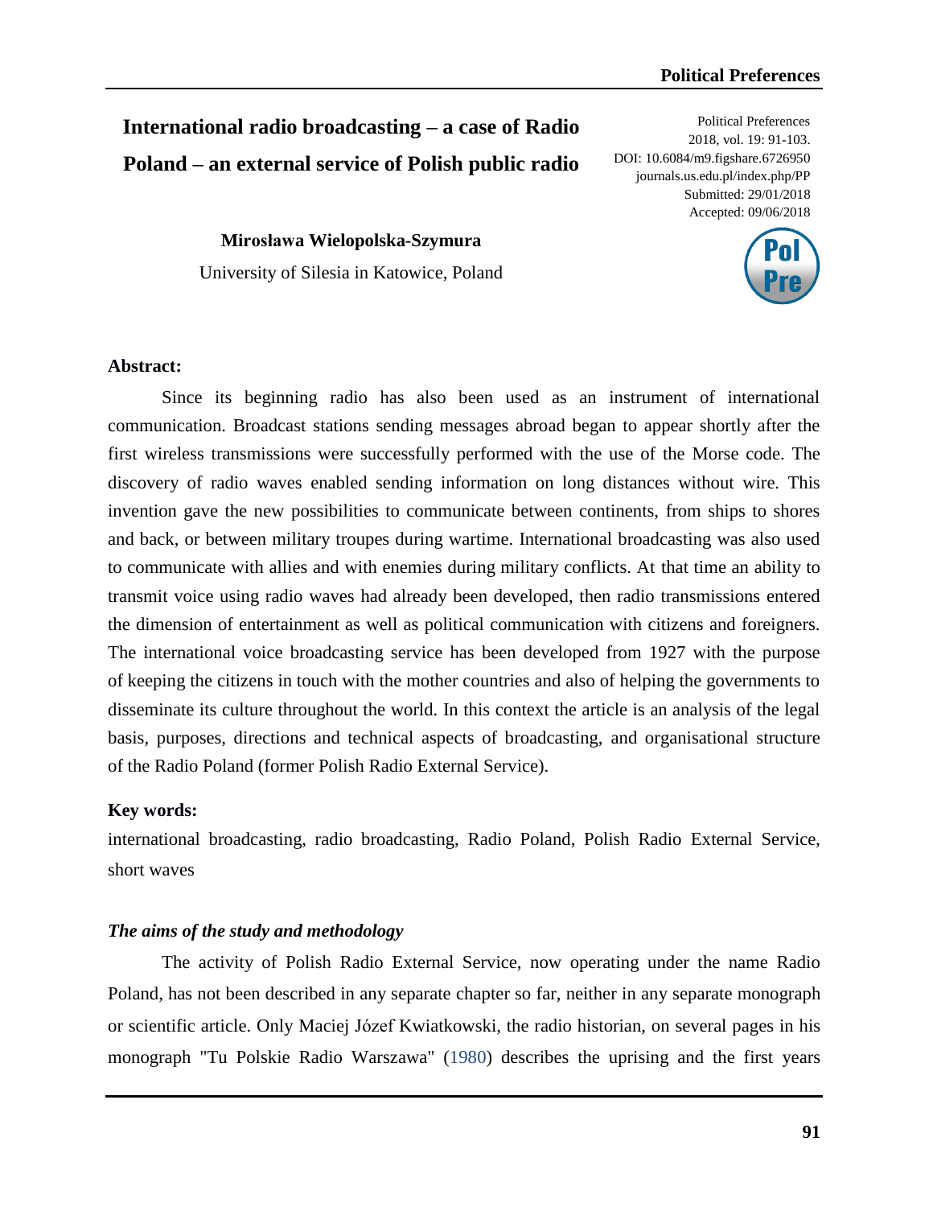# International radio broadcasting – a case of Radio Poland – an external service of Polish public radio

Political Preferences
2018, vol. 19: 91-103.
DOI: 10.6084/m9.figshare.6726950
journals.us.edu.pl/index.php/PP
Submitted: 29/01/2018
Accepted: 09/06/2018

**Mirosława Wielopolska-Szymura**

University of Silesia in Katowice, Poland

**Abstract:**

Since its beginning radio has also been used as an instrument of international communication. Broadcast stations sending messages abroad began to appear shortly after the first wireless transmissions were successfully performed with the use of the Morse code. The discovery of radio waves enabled sending information on long distances without wire. This invention gave the new possibilities to communicate between continents, from ships to shores and back, or between military troupes during wartime. International broadcasting was also used to communicate with allies and with enemies during military conflicts. At that time an ability to transmit voice using radio waves had already been developed, then radio transmissions entered the dimension of entertainment as well as political communication with citizens and foreigners. The international voice broadcasting service has been developed from 1927 with the purpose of keeping the citizens in touch with the mother countries and also of helping the governments to disseminate its culture throughout the world. In this context the article is an analysis of the legal basis, purposes, directions and technical aspects of broadcasting, and organisational structure of the Radio Poland (former Polish Radio External Service).

**Key words:**

international broadcasting, radio broadcasting, Radio Poland, Polish Radio External Service, short waves

### *The aims of the study and methodology*

The activity of Polish Radio External Service, now operating under the name Radio Poland, has not been described in any separate chapter so far, neither in any separate monograph or scientific article. Only Maciej Józef Kwiatkowski, the radio historian, on several pages in his monograph "Tu Polskie Radio Warszawa" (1980) describes the uprising and the first years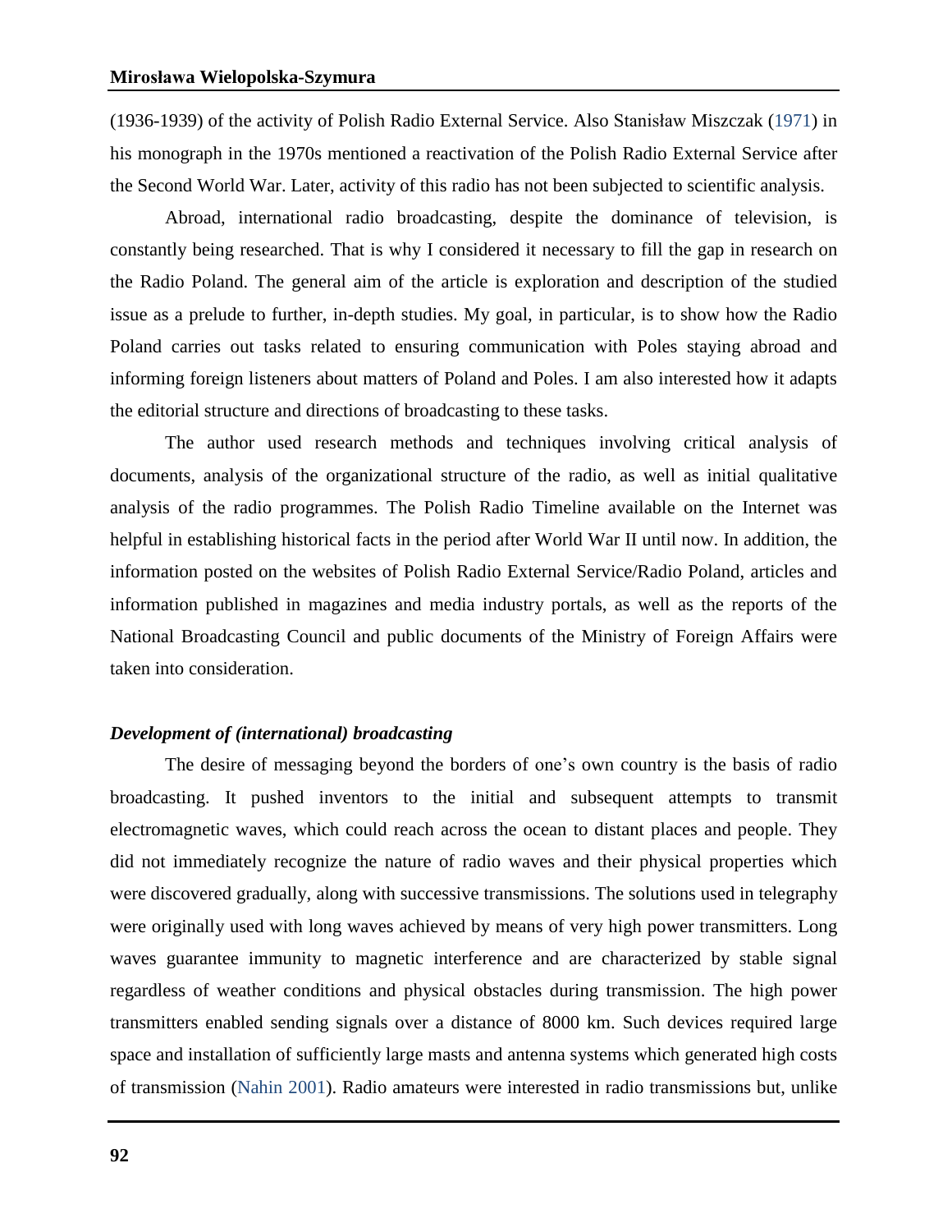(1936-1939) of the activity of Polish Radio External Service. Also Stanisław Miszczak (1971) in his monograph in the 1970s mentioned a reactivation of the Polish Radio External Service after the Second World War. Later, activity of this radio has not been subjected to scientific analysis.

Abroad, international radio broadcasting, despite the dominance of television, is constantly being researched. That is why I considered it necessary to fill the gap in research on the Radio Poland. The general aim of the article is exploration and description of the studied issue as a prelude to further, in-depth studies. My goal, in particular, is to show how the Radio Poland carries out tasks related to ensuring communication with Poles staying abroad and informing foreign listeners about matters of Poland and Poles. I am also interested how it adapts the editorial structure and directions of broadcasting to these tasks.

The author used research methods and techniques involving critical analysis of documents, analysis of the organizational structure of the radio, as well as initial qualitative analysis of the radio programmes. The Polish Radio Timeline available on the Internet was helpful in establishing historical facts in the period after World War II until now. In addition, the information posted on the websites of Polish Radio External Service/Radio Poland, articles and information published in magazines and media industry portals, as well as the reports of the National Broadcasting Council and public documents of the Ministry of Foreign Affairs were taken into consideration.

### *Development of (international) broadcasting*

The desire of messaging beyond the borders of one's own country is the basis of radio broadcasting. It pushed inventors to the initial and subsequent attempts to transmit electromagnetic waves, which could reach across the ocean to distant places and people. They did not immediately recognize the nature of radio waves and their physical properties which were discovered gradually, along with successive transmissions. The solutions used in telegraphy were originally used with long waves achieved by means of very high power transmitters. Long waves guarantee immunity to magnetic interference and are characterized by stable signal regardless of weather conditions and physical obstacles during transmission. The high power transmitters enabled sending signals over a distance of 8000 km. Such devices required large space and installation of sufficiently large masts and antenna systems which generated high costs of transmission (Nahin 2001). Radio amateurs were interested in radio transmissions but, unlike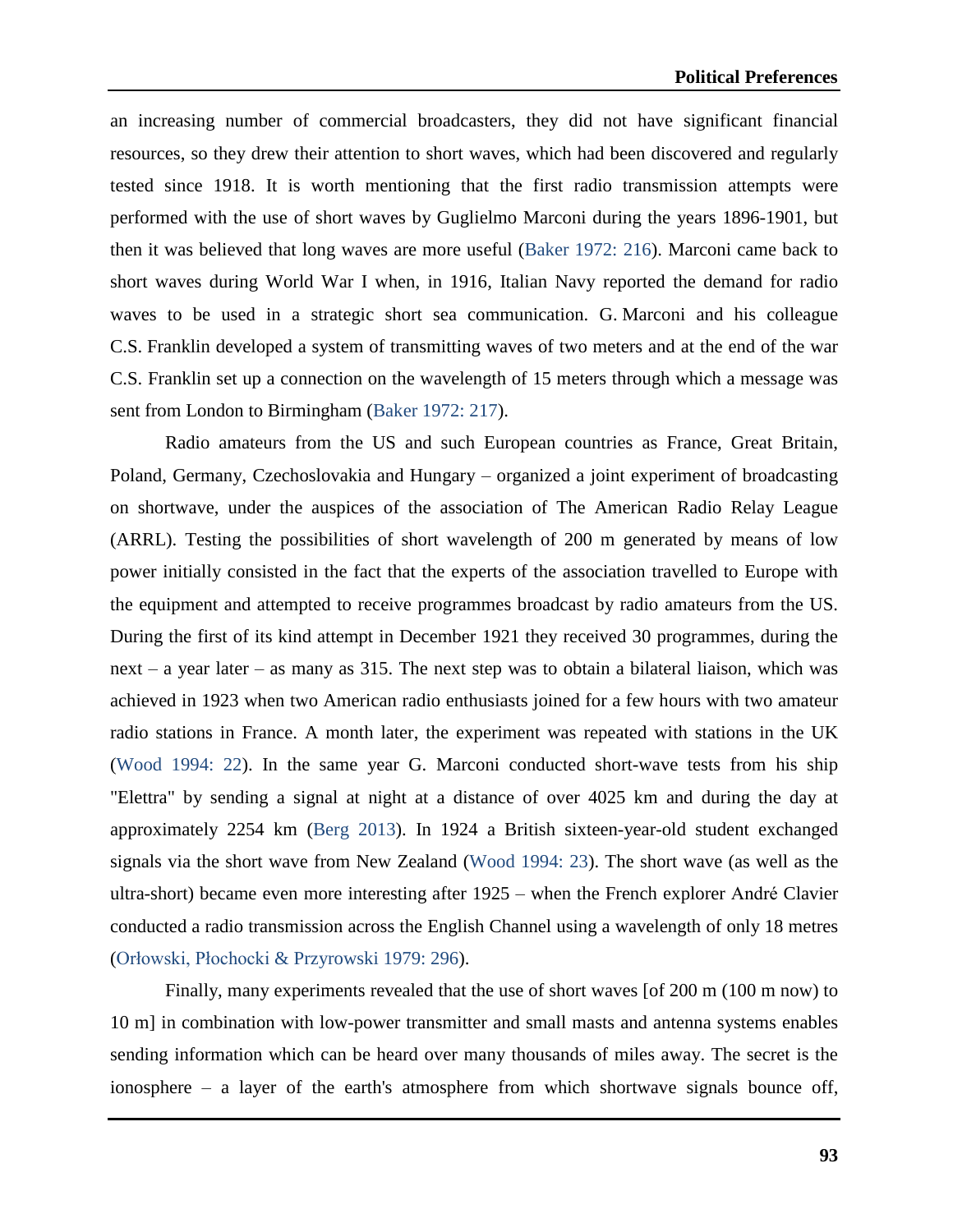an increasing number of commercial broadcasters, they did not have significant financial resources, so they drew their attention to short waves, which had been discovered and regularly tested since 1918. It is worth mentioning that the first radio transmission attempts were performed with the use of short waves by Guglielmo Marconi during the years 1896-1901, but then it was believed that long waves are more useful (Baker 1972: 216). Marconi came back to short waves during World War I when, in 1916, Italian Navy reported the demand for radio waves to be used in a strategic short sea communication. G. Marconi and his colleague C.S. Franklin developed a system of transmitting waves of two meters and at the end of the war C.S. Franklin set up a connection on the wavelength of 15 meters through which a message was sent from London to Birmingham (Baker 1972: 217).

Radio amateurs from the US and such European countries as France, Great Britain, Poland, Germany, Czechoslovakia and Hungary – organized a joint experiment of broadcasting on shortwave, under the auspices of the association of The American Radio Relay League (ARRL). Testing the possibilities of short wavelength of 200 m generated by means of low power initially consisted in the fact that the experts of the association travelled to Europe with the equipment and attempted to receive programmes broadcast by radio amateurs from the US. During the first of its kind attempt in December 1921 they received 30 programmes, during the next – a year later – as many as 315. The next step was to obtain a bilateral liaison, which was achieved in 1923 when two American radio enthusiasts joined for a few hours with two amateur radio stations in France. A month later, the experiment was repeated with stations in the UK (Wood 1994: 22). In the same year G. Marconi conducted short-wave tests from his ship "Elettra" by sending a signal at night at a distance of over 4025 km and during the day at approximately 2254 km (Berg 2013). In 1924 a British sixteen-year-old student exchanged signals via the short wave from New Zealand (Wood 1994: 23). The short wave (as well as the ultra-short) became even more interesting after 1925 – when the French explorer André Clavier conducted a radio transmission across the English Channel using a wavelength of only 18 metres (Orłowski, Płochocki & Przyrowski 1979: 296).

Finally, many experiments revealed that the use of short waves [of 200 m (100 m now) to 10 m] in combination with low-power transmitter and small masts and antenna systems enables sending information which can be heard over many thousands of miles away. The secret is the ionosphere – a layer of the earth's atmosphere from which shortwave signals bounce off,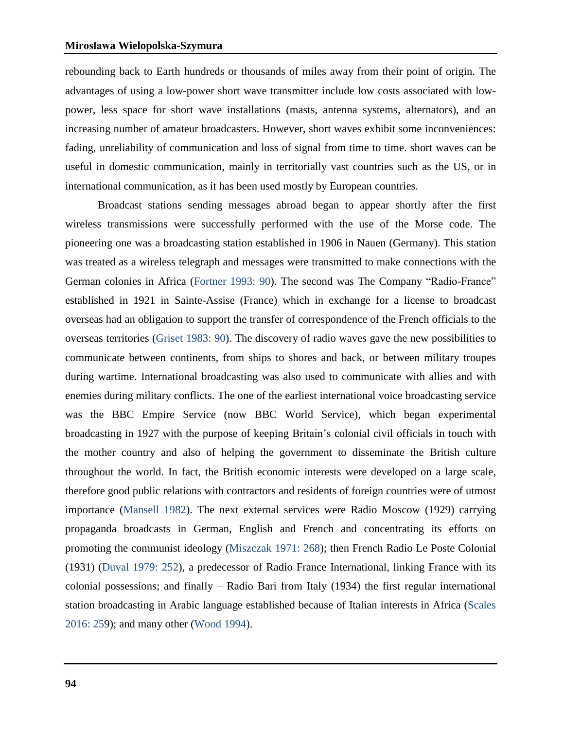rebounding back to Earth hundreds or thousands of miles away from their point of origin. The advantages of using a low-power short wave transmitter include low costs associated with low-power, less space for short wave installations (masts, antenna systems, alternators), and an increasing number of amateur broadcasters. However, short waves exhibit some inconveniences: fading, unreliability of communication and loss of signal from time to time. short waves can be useful in domestic communication, mainly in territorially vast countries such as the US, or in international communication, as it has been used mostly by European countries.

Broadcast stations sending messages abroad began to appear shortly after the first wireless transmissions were successfully performed with the use of the Morse code. The pioneering one was a broadcasting station established in 1906 in Nauen (Germany). This station was treated as a wireless telegraph and messages were transmitted to make connections with the German colonies in Africa (Fortner 1993: 90). The second was The Company "Radio-France" established in 1921 in Sainte-Assise (France) which in exchange for a license to broadcast overseas had an obligation to support the transfer of correspondence of the French officials to the overseas territories (Griset 1983: 90). The discovery of radio waves gave the new possibilities to communicate between continents, from ships to shores and back, or between military troupes during wartime. International broadcasting was also used to communicate with allies and with enemies during military conflicts. The one of the earliest international voice broadcasting service was the BBC Empire Service (now BBC World Service), which began experimental broadcasting in 1927 with the purpose of keeping Britain's colonial civil officials in touch with the mother country and also of helping the government to disseminate the British culture throughout the world. In fact, the British economic interests were developed on a large scale, therefore good public relations with contractors and residents of foreign countries were of utmost importance (Mansell 1982). The next external services were Radio Moscow (1929) carrying propaganda broadcasts in German, English and French and concentrating its efforts on promoting the communist ideology (Miszczak 1971: 268); then French Radio Le Poste Colonial (1931) (Duval 1979: 252), a predecessor of Radio France International, linking France with its colonial possessions; and finally – Radio Bari from Italy (1934) the first regular international station broadcasting in Arabic language established because of Italian interests in Africa (Scales 2016: 259); and many other (Wood 1994).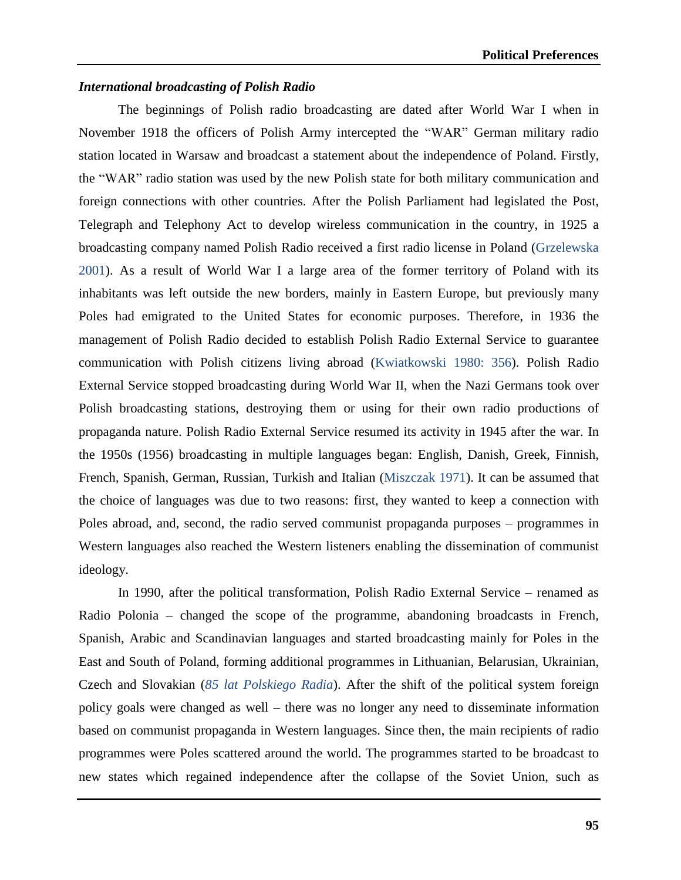### *International broadcasting of Polish Radio*

The beginnings of Polish radio broadcasting are dated after World War I when in November 1918 the officers of Polish Army intercepted the "WAR" German military radio station located in Warsaw and broadcast a statement about the independence of Poland. Firstly, the "WAR" radio station was used by the new Polish state for both military communication and foreign connections with other countries. After the Polish Parliament had legislated the Post, Telegraph and Telephony Act to develop wireless communication in the country, in 1925 a broadcasting company named Polish Radio received a first radio license in Poland (Grzelewska 2001). As a result of World War I a large area of the former territory of Poland with its inhabitants was left outside the new borders, mainly in Eastern Europe, but previously many Poles had emigrated to the United States for economic purposes. Therefore, in 1936 the management of Polish Radio decided to establish Polish Radio External Service to guarantee communication with Polish citizens living abroad (Kwiatkowski 1980: 356). Polish Radio External Service stopped broadcasting during World War II, when the Nazi Germans took over Polish broadcasting stations, destroying them or using for their own radio productions of propaganda nature. Polish Radio External Service resumed its activity in 1945 after the war. In the 1950s (1956) broadcasting in multiple languages began: English, Danish, Greek, Finnish, French, Spanish, German, Russian, Turkish and Italian (Miszczak 1971). It can be assumed that the choice of languages was due to two reasons: first, they wanted to keep a connection with Poles abroad, and, second, the radio served communist propaganda purposes – programmes in Western languages also reached the Western listeners enabling the dissemination of communist ideology.

In 1990, after the political transformation, Polish Radio External Service – renamed as Radio Polonia – changed the scope of the programme, abandoning broadcasts in French, Spanish, Arabic and Scandinavian languages and started broadcasting mainly for Poles in the East and South of Poland, forming additional programmes in Lithuanian, Belarusian, Ukrainian, Czech and Slovakian (*85 lat Polskiego Radia*). After the shift of the political system foreign policy goals were changed as well – there was no longer any need to disseminate information based on communist propaganda in Western languages. Since then, the main recipients of radio programmes were Poles scattered around the world. The programmes started to be broadcast to new states which regained independence after the collapse of the Soviet Union, such as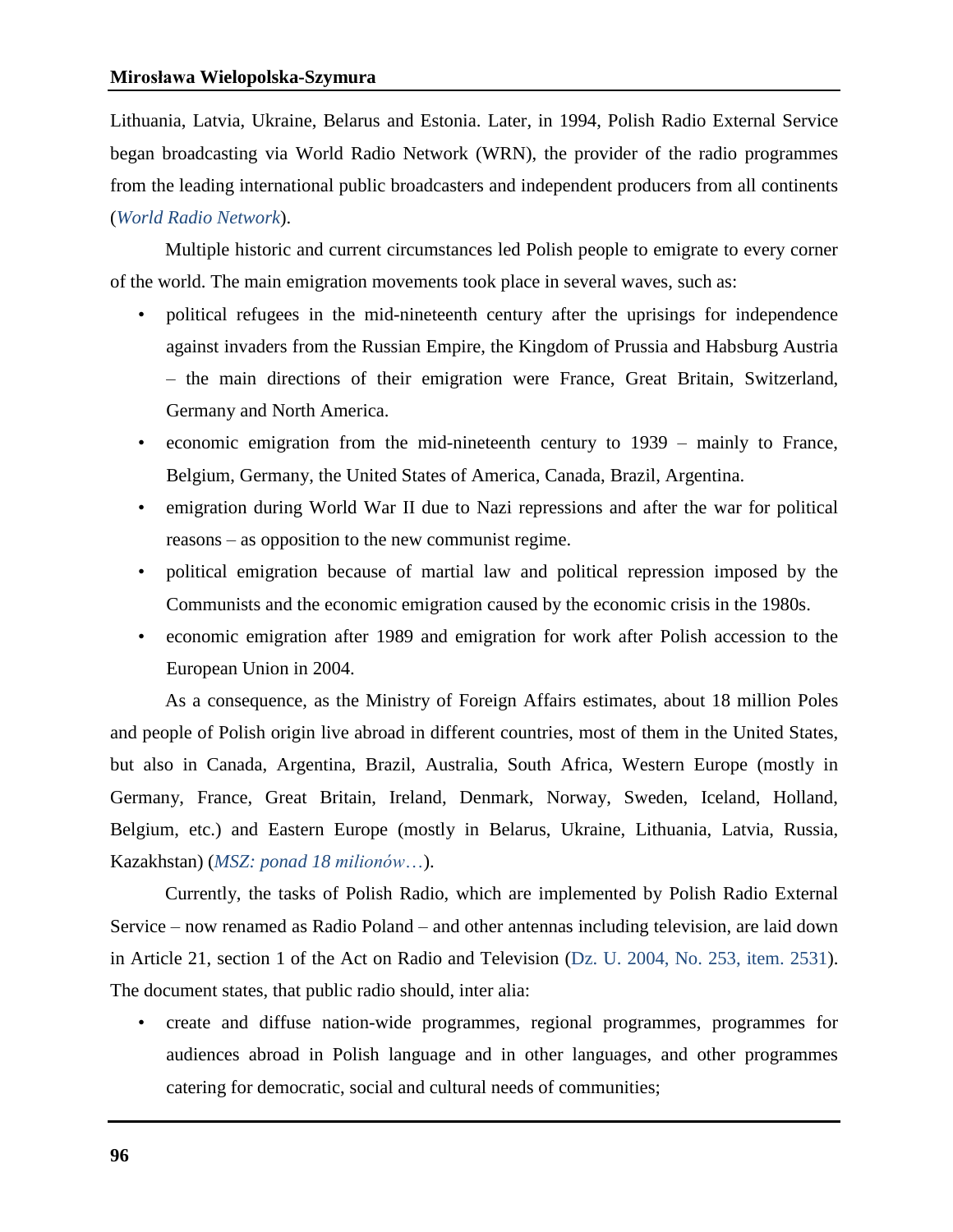Lithuania, Latvia, Ukraine, Belarus and Estonia. Later, in 1994, Polish Radio External Service began broadcasting via World Radio Network (WRN), the provider of the radio programmes from the leading international public broadcasters and independent producers from all continents (*World Radio Network*).

Multiple historic and current circumstances led Polish people to emigrate to every corner of the world. The main emigration movements took place in several waves, such as:

- political refugees in the mid-nineteenth century after the uprisings for independence against invaders from the Russian Empire, the Kingdom of Prussia and Habsburg Austria – the main directions of their emigration were France, Great Britain, Switzerland, Germany and North America.
- economic emigration from the mid-nineteenth century to 1939 – mainly to France, Belgium, Germany, the United States of America, Canada, Brazil, Argentina.
- emigration during World War II due to Nazi repressions and after the war for political reasons – as opposition to the new communist regime.
- political emigration because of martial law and political repression imposed by the Communists and the economic emigration caused by the economic crisis in the 1980s.
- economic emigration after 1989 and emigration for work after Polish accession to the European Union in 2004.

As a consequence, as the Ministry of Foreign Affairs estimates, about 18 million Poles and people of Polish origin live abroad in different countries, most of them in the United States, but also in Canada, Argentina, Brazil, Australia, South Africa, Western Europe (mostly in Germany, France, Great Britain, Ireland, Denmark, Norway, Sweden, Iceland, Holland, Belgium, etc.) and Eastern Europe (mostly in Belarus, Ukraine, Lithuania, Latvia, Russia, Kazakhstan) (*MSZ: ponad 18 milionów…*).

Currently, the tasks of Polish Radio, which are implemented by Polish Radio External Service – now renamed as Radio Poland – and other antennas including television, are laid down in Article 21, section 1 of the Act on Radio and Television (Dz. U. 2004, No. 253, item. 2531). The document states, that public radio should, inter alia:

- create and diffuse nation-wide programmes, regional programmes, programmes for audiences abroad in Polish language and in other languages, and other programmes catering for democratic, social and cultural needs of communities;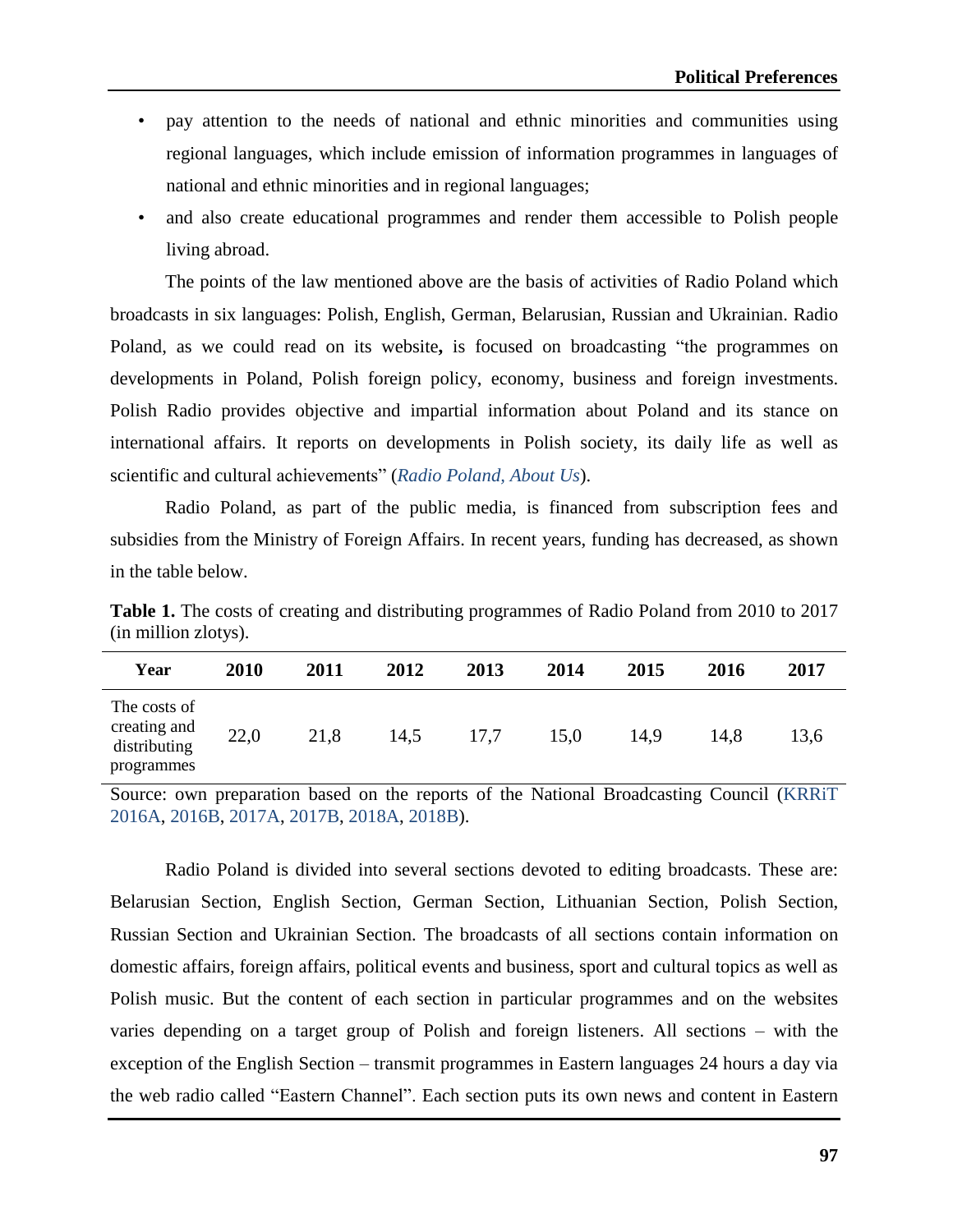- pay attention to the needs of national and ethnic minorities and communities using regional languages, which include emission of information programmes in languages of national and ethnic minorities and in regional languages;
- and also create educational programmes and render them accessible to Polish people living abroad.

The points of the law mentioned above are the basis of activities of Radio Poland which broadcasts in six languages: Polish, English, German, Belarusian, Russian and Ukrainian. Radio Poland, as we could read on its website**,** is focused on broadcasting "the programmes on developments in Poland, Polish foreign policy, economy, business and foreign investments. Polish Radio provides objective and impartial information about Poland and its stance on international affairs. It reports on developments in Polish society, its daily life as well as scientific and cultural achievements" (*Radio Poland, About Us*).

Radio Poland, as part of the public media, is financed from subscription fees and subsidies from the Ministry of Foreign Affairs. In recent years, funding has decreased, as shown in the table below.

**Table 1.** The costs of creating and distributing programmes of Radio Poland from 2010 to 2017 (in million zlotys).

| Year | 2010 | 2011 | 2012 | 2013 | 2014 | 2015 | 2016 | 2017 |
|---|---|---|---|---|---|---|---|---|
| The costs of creating and distributing programmes | 22,0 | 21,8 | 14,5 | 17,7 | 15,0 | 14,9 | 14,8 | 13,6 |

Source: own preparation based on the reports of the National Broadcasting Council (KRRiT 2016A, 2016B, 2017A, 2017B, 2018A, 2018B).

Radio Poland is divided into several sections devoted to editing broadcasts. These are: Belarusian Section, English Section, German Section, Lithuanian Section, Polish Section, Russian Section and Ukrainian Section. The broadcasts of all sections contain information on domestic affairs, foreign affairs, political events and business, sport and cultural topics as well as Polish music. But the content of each section in particular programmes and on the websites varies depending on a target group of Polish and foreign listeners. All sections – with the exception of the English Section – transmit programmes in Eastern languages 24 hours a day via the web radio called "Eastern Channel". Each section puts its own news and content in Eastern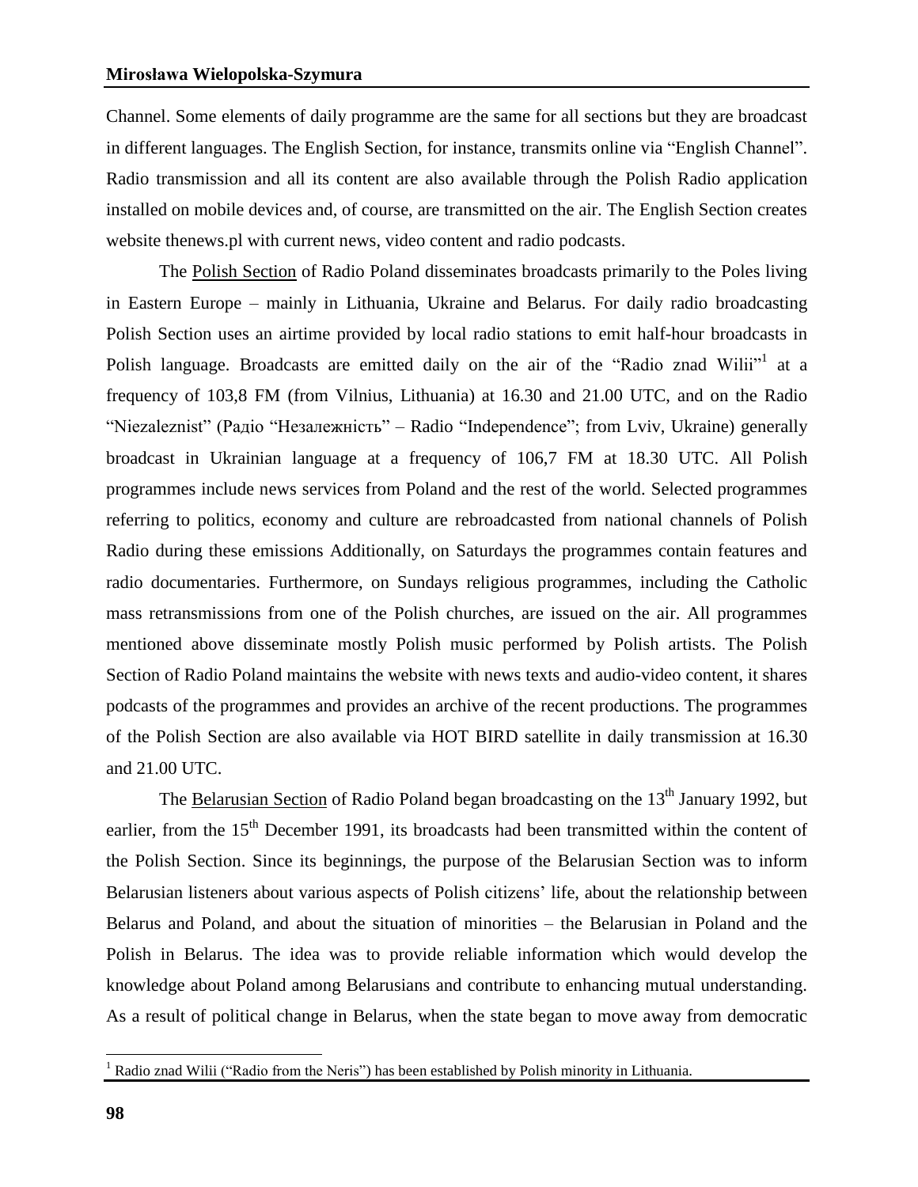Channel. Some elements of daily programme are the same for all sections but they are broadcast in different languages. The English Section, for instance, transmits online via "English Channel". Radio transmission and all its content are also available through the Polish Radio application installed on mobile devices and, of course, are transmitted on the air. The English Section creates website thenews.pl with current news, video content and radio podcasts.

The Polish Section of Radio Poland disseminates broadcasts primarily to the Poles living in Eastern Europe – mainly in Lithuania, Ukraine and Belarus. For daily radio broadcasting Polish Section uses an airtime provided by local radio stations to emit half-hour broadcasts in Polish language. Broadcasts are emitted daily on the air of the "Radio znad Wilii"[1] at a frequency of 103,8 FM (from Vilnius, Lithuania) at 16.30 and 21.00 UTC, and on the Radio "Niezaleznist" (Радіо "Незалежність" – Radio "Independence"; from Lviv, Ukraine) generally broadcast in Ukrainian language at a frequency of 106,7 FM at 18.30 UTC. All Polish programmes include news services from Poland and the rest of the world. Selected programmes referring to politics, economy and culture are rebroadcasted from national channels of Polish Radio during these emissions Additionally, on Saturdays the programmes contain features and radio documentaries. Furthermore, on Sundays religious programmes, including the Catholic mass retransmissions from one of the Polish churches, are issued on the air. All programmes mentioned above disseminate mostly Polish music performed by Polish artists. The Polish Section of Radio Poland maintains the website with news texts and audio-video content, it shares podcasts of the programmes and provides an archive of the recent productions. The programmes of the Polish Section are also available via HOT BIRD satellite in daily transmission at 16.30 and 21.00 UTC.

The Belarusian Section of Radio Poland began broadcasting on the 13th January 1992, but earlier, from the 15th December 1991, its broadcasts had been transmitted within the content of the Polish Section. Since its beginnings, the purpose of the Belarusian Section was to inform Belarusian listeners about various aspects of Polish citizens' life, about the relationship between Belarus and Poland, and about the situation of minorities – the Belarusian in Poland and the Polish in Belarus. The idea was to provide reliable information which would develop the knowledge about Poland among Belarusians and contribute to enhancing mutual understanding. As a result of political change in Belarus, when the state began to move away from democratic

[1] Radio znad Wilii ("Radio from the Neris") has been established by Polish minority in Lithuania.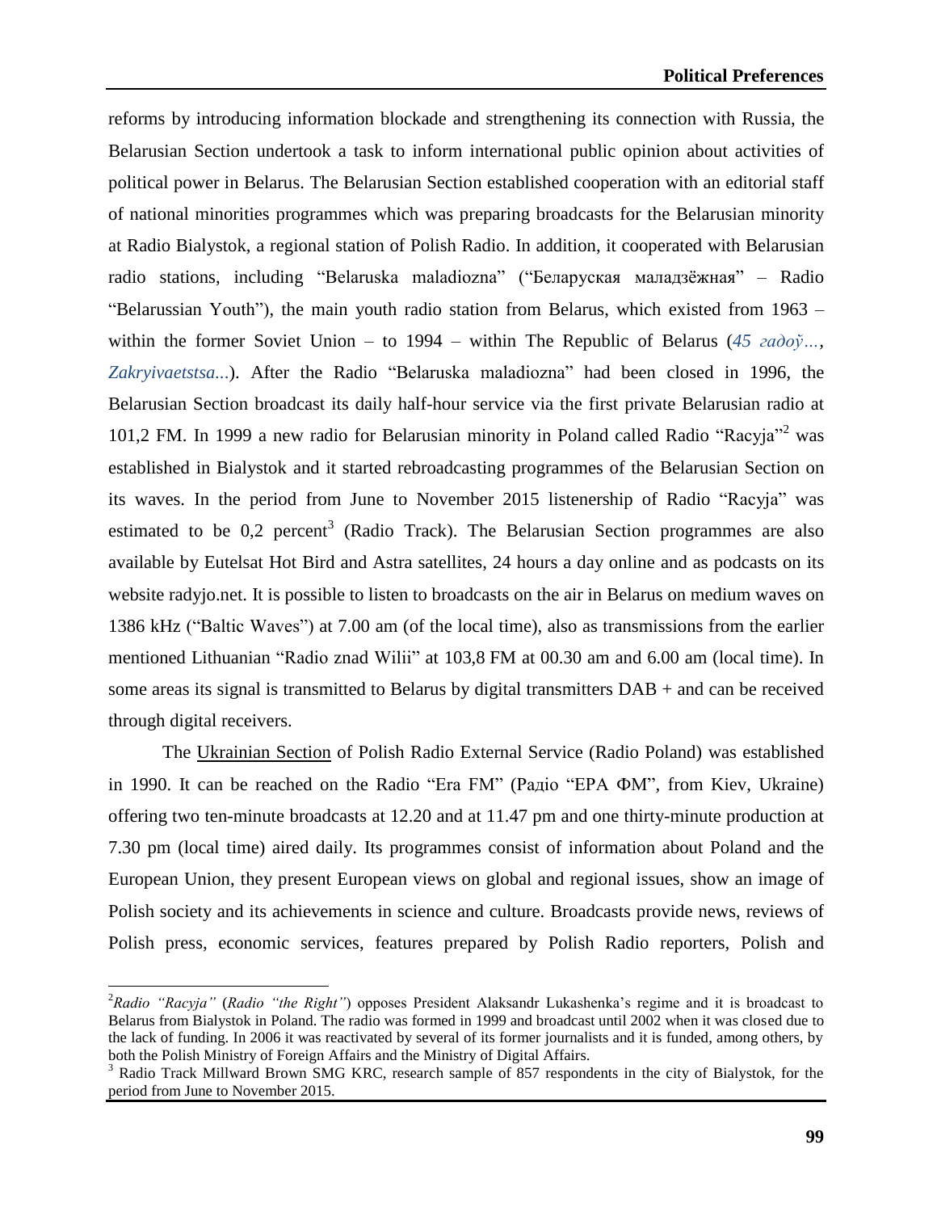reforms by introducing information blockade and strengthening its connection with Russia, the Belarusian Section undertook a task to inform international public opinion about activities of political power in Belarus. The Belarusian Section established cooperation with an editorial staff of national minorities programmes which was preparing broadcasts for the Belarusian minority at Radio Bialystok, a regional station of Polish Radio. In addition, it cooperated with Belarusian radio stations, including "Belaruska maladiozna" ("Беларуская маладзёжная" – Radio "Belarussian Youth"), the main youth radio station from Belarus, which existed from 1963 – within the former Soviet Union – to 1994 – within The Republic of Belarus (*45 гадоў…*, *Zakryivaetstsa...*). After the Radio "Belaruska maladiozna" had been closed in 1996, the Belarusian Section broadcast its daily half-hour service via the first private Belarusian radio at 101,2 FM. In 1999 a new radio for Belarusian minority in Poland called Radio "Racyja"[2] was established in Bialystok and it started rebroadcasting programmes of the Belarusian Section on its waves. In the period from June to November 2015 listenership of Radio "Racyja" was estimated to be 0,2 percent[3] (Radio Track). The Belarusian Section programmes are also available by Eutelsat Hot Bird and Astra satellites, 24 hours a day online and as podcasts on its website radyjo.net. It is possible to listen to broadcasts on the air in Belarus on medium waves on 1386 kHz ("Baltic Waves") at 7.00 am (of the local time), also as transmissions from the earlier mentioned Lithuanian "Radio znad Wilii" at 103,8 FM at 00.30 am and 6.00 am (local time). In some areas its signal is transmitted to Belarus by digital transmitters DAB + and can be received through digital receivers.

The Ukrainian Section of Polish Radio External Service (Radio Poland) was established in 1990. It can be reached on the Radio "Era FM" (Радіо "ЕРА ФМ", from Kiev, Ukraine) offering two ten-minute broadcasts at 12.20 and at 11.47 pm and one thirty-minute production at 7.30 pm (local time) aired daily. Its programmes consist of information about Poland and the European Union, they present European views on global and regional issues, show an image of Polish society and its achievements in science and culture. Broadcasts provide news, reviews of Polish press, economic services, features prepared by Polish Radio reporters, Polish and

---

[2] *Radio "Racyja"* (*Radio "the Right"*) opposes President Alaksandr Lukashenka's regime and it is broadcast to Belarus from Bialystok in Poland. The radio was formed in 1999 and broadcast until 2002 when it was closed due to the lack of funding. In 2006 it was reactivated by several of its former journalists and it is funded, among others, by both the Polish Ministry of Foreign Affairs and the Ministry of Digital Affairs.

[3] Radio Track Millward Brown SMG KRC, research sample of 857 respondents in the city of Bialystok, for the period from June to November 2015.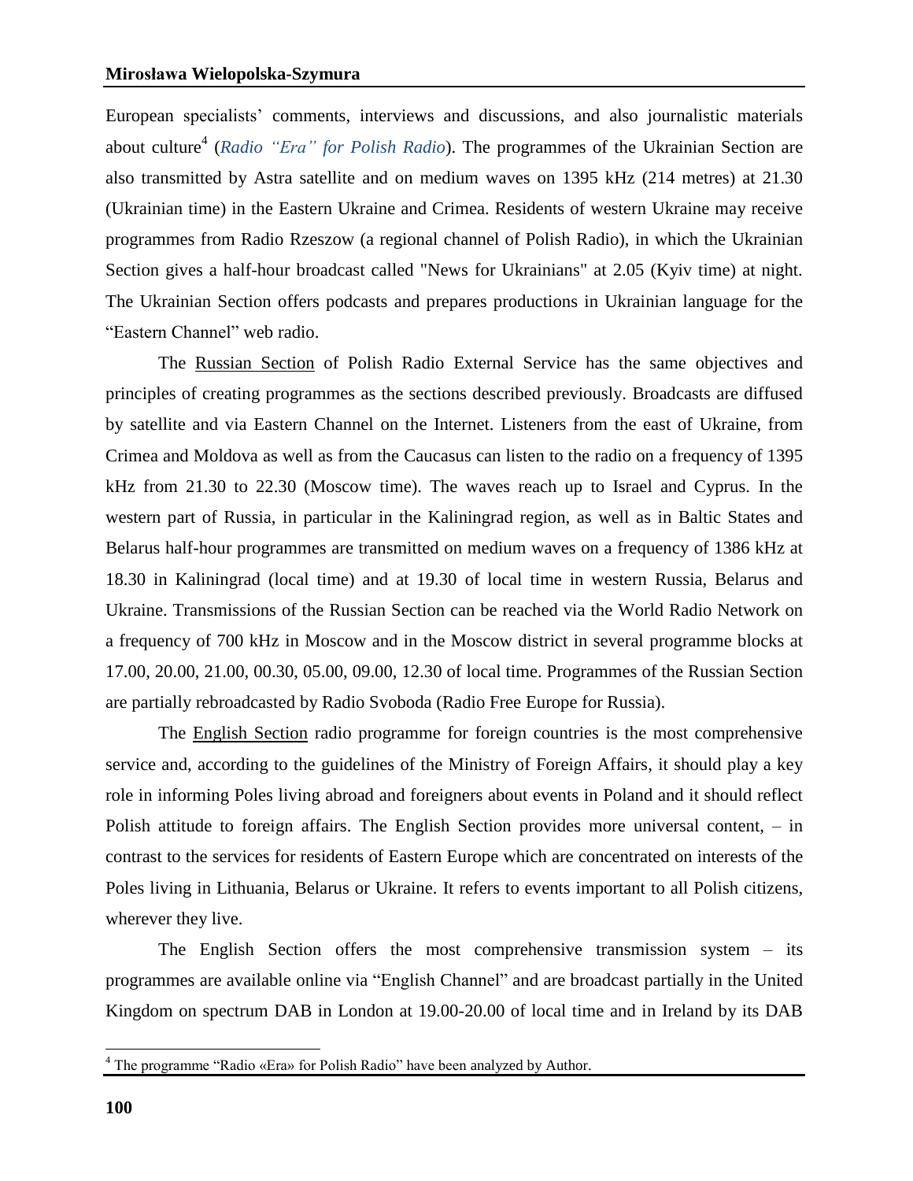European specialists' comments, interviews and discussions, and also journalistic materials about culture[4] (*Radio "Era" for Polish Radio*). The programmes of the Ukrainian Section are also transmitted by Astra satellite and on medium waves on 1395 kHz (214 metres) at 21.30 (Ukrainian time) in the Eastern Ukraine and Crimea. Residents of western Ukraine may receive programmes from Radio Rzeszow (a regional channel of Polish Radio), in which the Ukrainian Section gives a half-hour broadcast called "News for Ukrainians" at 2.05 (Kyiv time) at night. The Ukrainian Section offers podcasts and prepares productions in Ukrainian language for the "Eastern Channel" web radio.

The Russian Section of Polish Radio External Service has the same objectives and principles of creating programmes as the sections described previously. Broadcasts are diffused by satellite and via Eastern Channel on the Internet. Listeners from the east of Ukraine, from Crimea and Moldova as well as from the Caucasus can listen to the radio on a frequency of 1395 kHz from 21.30 to 22.30 (Moscow time). The waves reach up to Israel and Cyprus. In the western part of Russia, in particular in the Kaliningrad region, as well as in Baltic States and Belarus half-hour programmes are transmitted on medium waves on a frequency of 1386 kHz at 18.30 in Kaliningrad (local time) and at 19.30 of local time in western Russia, Belarus and Ukraine. Transmissions of the Russian Section can be reached via the World Radio Network on a frequency of 700 kHz in Moscow and in the Moscow district in several programme blocks at 17.00, 20.00, 21.00, 00.30, 05.00, 09.00, 12.30 of local time. Programmes of the Russian Section are partially rebroadcasted by Radio Svoboda (Radio Free Europe for Russia).

The English Section radio programme for foreign countries is the most comprehensive service and, according to the guidelines of the Ministry of Foreign Affairs, it should play a key role in informing Poles living abroad and foreigners about events in Poland and it should reflect Polish attitude to foreign affairs. The English Section provides more universal content, – in contrast to the services for residents of Eastern Europe which are concentrated on interests of the Poles living in Lithuania, Belarus or Ukraine. It refers to events important to all Polish citizens, wherever they live.

The English Section offers the most comprehensive transmission system – its programmes are available online via "English Channel" and are broadcast partially in the United Kingdom on spectrum DAB in London at 19.00-20.00 of local time and in Ireland by its DAB

---

[4] The programme "Radio «Era» for Polish Radio" have been analyzed by Author.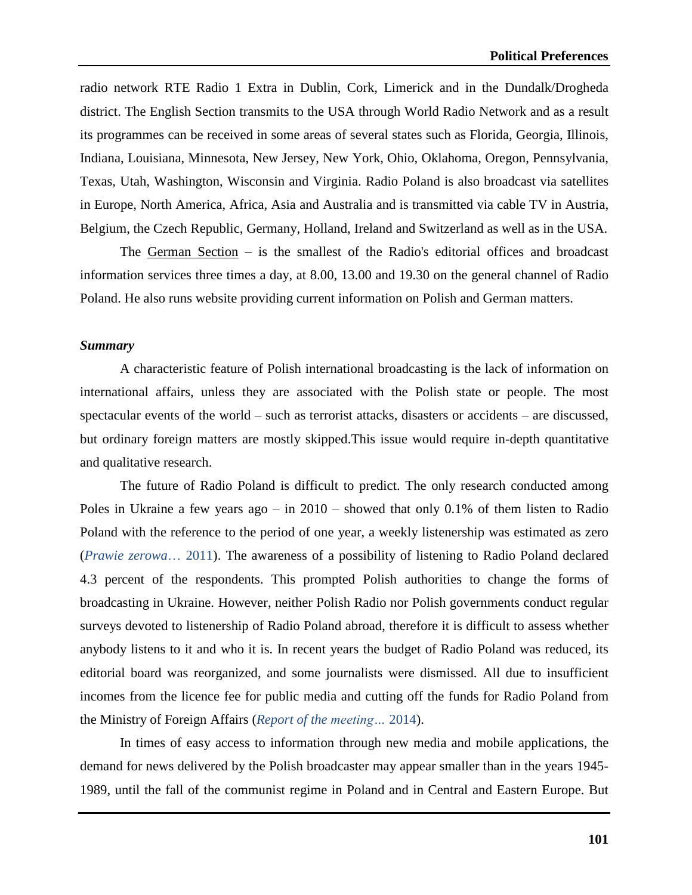radio network RTE Radio 1 Extra in Dublin, Cork, Limerick and in the Dundalk/Drogheda district. The English Section transmits to the USA through World Radio Network and as a result its programmes can be received in some areas of several states such as Florida, Georgia, Illinois, Indiana, Louisiana, Minnesota, New Jersey, New York, Ohio, Oklahoma, Oregon, Pennsylvania, Texas, Utah, Washington, Wisconsin and Virginia. Radio Poland is also broadcast via satellites in Europe, North America, Africa, Asia and Australia and is transmitted via cable TV in Austria, Belgium, the Czech Republic, Germany, Holland, Ireland and Switzerland as well as in the USA.

The German Section – is the smallest of the Radio's editorial offices and broadcast information services three times a day, at 8.00, 13.00 and 19.30 on the general channel of Radio Poland. He also runs website providing current information on Polish and German matters.

### ***Summary***

A characteristic feature of Polish international broadcasting is the lack of information on international affairs, unless they are associated with the Polish state or people. The most spectacular events of the world – such as terrorist attacks, disasters or accidents – are discussed, but ordinary foreign matters are mostly skipped.This issue would require in-depth quantitative and qualitative research.

The future of Radio Poland is difficult to predict. The only research conducted among Poles in Ukraine a few years ago – in 2010 – showed that only 0.1% of them listen to Radio Poland with the reference to the period of one year, a weekly listenership was estimated as zero (*Prawie zerowa*… 2011). The awareness of a possibility of listening to Radio Poland declared 4.3 percent of the respondents. This prompted Polish authorities to change the forms of broadcasting in Ukraine. However, neither Polish Radio nor Polish governments conduct regular surveys devoted to listenership of Radio Poland abroad, therefore it is difficult to assess whether anybody listens to it and who it is. In recent years the budget of Radio Poland was reduced, its editorial board was reorganized, and some journalists were dismissed. All due to insufficient incomes from the licence fee for public media and cutting off the funds for Radio Poland from the Ministry of Foreign Affairs (*Report of the meeting…* 2014).

In times of easy access to information through new media and mobile applications, the demand for news delivered by the Polish broadcaster may appear smaller than in the years 1945-1989, until the fall of the communist regime in Poland and in Central and Eastern Europe. But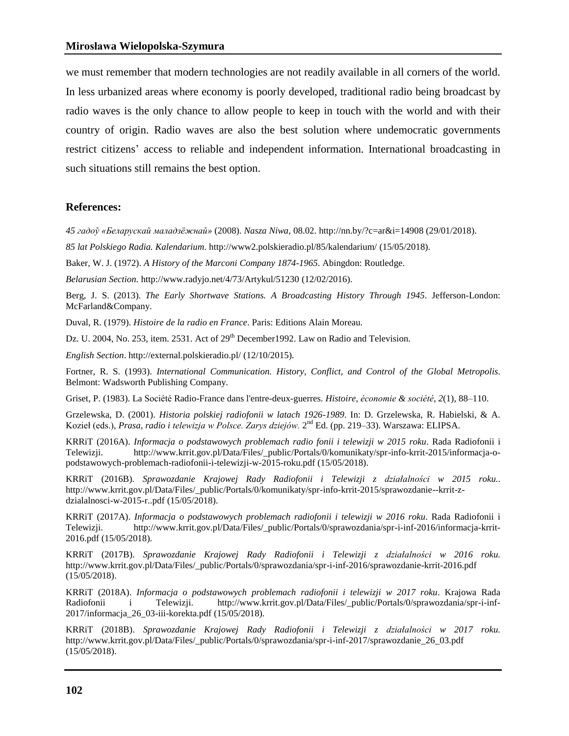we must remember that modern technologies are not readily available in all corners of the world. In less urbanized areas where economy is poorly developed, traditional radio being broadcast by radio waves is the only chance to allow people to keep in touch with the world and with their country of origin. Radio waves are also the best solution where undemocratic governments restrict citizens' access to reliable and independent information. International broadcasting in such situations still remains the best option.

## References:

*45 гадоў «Беларускай маладзёжнай»* (2008). *Nasza Niwa*, 08.02. http://nn.by/?c=ar&i=14908 (29/01/2018).

*85 lat Polskiego Radia. Kalendarium*. http://www2.polskieradio.pl/85/kalendarium/ (15/05/2018).

Baker, W. J. (1972). *A History of the Marconi Company 1874-1965*. Abingdon: Routledge.

*Belarusian Section.* http://www.radyjo.net/4/73/Artykul/51230 (12/02/2016).

Berg, J. S. (2013). *The Early Shortwave Stations. A Broadcasting History Through 1945*. Jefferson-London: McFarland&Company.

Duval, R. (1979). *Histoire de la radio en France*. Paris: Editions Alain Moreau.

Dz. U. 2004, No. 253, item. 2531. Act of 29th December1992. Law on Radio and Television.

*English Section*. http://external.polskieradio.pl/ (12/10/2015).

Fortner, R. S. (1993). *International Communication. History, Conflict, and Control of the Global Metropolis*. Belmont: Wadsworth Publishing Company.

Griset, P. (1983). La Société Radio-France dans l'entre-deux-guerres. *Histoire, économie & société*, *2*(1), 88–110.

Grzelewska, D. (2001). *Historia polskiej radiofonii w latach 1926-1989*. In: D. Grzelewska, R. Habielski, & A. Kozieł (eds.), *Prasa, radio i telewizja w Polsce. Zarys dziejów.* 2nd Ed. (pp. 219–33). Warszawa: ELIPSA.

KRRiT (2016A). *Informacja o podstawowych problemach radio fonii i telewizji w 2015 roku*. Rada Radiofonii i Telewizji. http://www.krrit.gov.pl/Data/Files/_public/Portals/0/komunikaty/spr-info-krrit-2015/informacja-o-podstawowych-problemach-radiofonii-i-telewizji-w-2015-roku.pdf (15/05/2018).

KRRiT (2016B). *Sprawozdanie Krajowej Rady Radiofonii i Telewizji z działalności w 2015 roku.*. http://www.krrit.gov.pl/Data/Files/_public/Portals/0/komunikaty/spr-info-krrit-2015/sprawozdanie--krrit-z-dzialalnosci-w-2015-r..pdf (15/05/2018).

KRRiT (2017A). *Informacja o podstawowych problemach radiofonii i telewizji w 2016 roku*. Rada Radiofonii i Telewizji. http://www.krrit.gov.pl/Data/Files/_public/Portals/0/sprawozdania/spr-i-inf-2016/informacja-krrit-2016.pdf (15/05/2018).

KRRiT (2017B). *Sprawozdanie Krajowej Rady Radiofonii i Telewizji z działalności w 2016 roku.* http://www.krrit.gov.pl/Data/Files/_public/Portals/0/sprawozdania/spr-i-inf-2016/sprawozdanie-krrit-2016.pdf (15/05/2018).

KRRiT (2018A). *Informacja o podstawowych problemach radiofonii i telewizji w 2017 roku*. Krajowa Rada Radiofonii i Telewizji. http://www.krrit.gov.pl/Data/Files/_public/Portals/0/sprawozdania/spr-i-inf-2017/informacja_26_03-iii-korekta.pdf (15/05/2018).

KRRiT (2018B). *Sprawozdanie Krajowej Rady Radiofonii i Telewizji z działalności w 2017 roku.* http://www.krrit.gov.pl/Data/Files/_public/Portals/0/sprawozdania/spr-i-inf-2017/sprawozdanie_26_03.pdf (15/05/2018).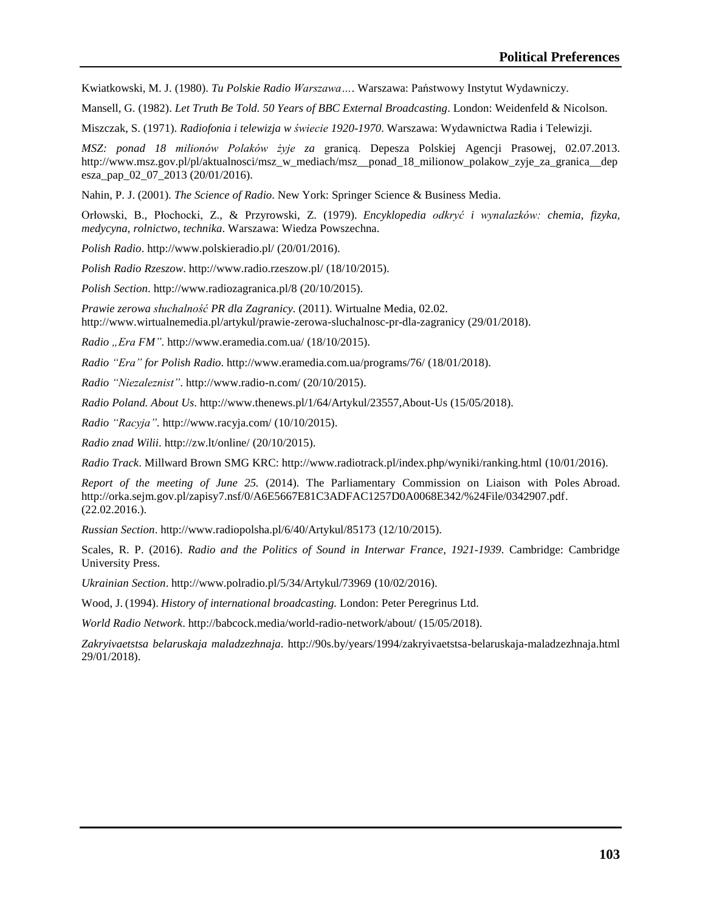Kwiatkowski, M. J. (1980). *Tu Polskie Radio Warszawa…*. Warszawa: Państwowy Instytut Wydawniczy.

Mansell, G. (1982). *Let Truth Be Told. 50 Years of BBC External Broadcasting*. London: Weidenfeld & Nicolson.

Miszczak, S. (1971). *Radiofonia i telewizja w świecie 1920-1970*. Warszawa: Wydawnictwa Radia i Telewizji.

*MSZ: ponad 18 milionów Polaków żyje za* granicą. Depesza Polskiej Agencji Prasowej, 02.07.2013. http://www.msz.gov.pl/pl/aktualnosci/msz_w_mediach/msz__ponad_18_milionow_polakow_zyje_za_granica__depesza_pap_02_07_2013 (20/01/2016).

Nahin, P. J. (2001). *The Science of Radio*. New York: Springer Science & Business Media.

Orłowski, B., Płochocki, Z., & Przyrowski, Z. (1979). *Encyklopedia odkryć i wynalazków: chemia, fizyka, medycyna, rolnictwo, technika*. Warszawa: Wiedza Powszechna.

*Polish Radio*. http://www.polskieradio.pl/ (20/01/2016).

*Polish Radio Rzeszow*. http://www.radio.rzeszow.pl/ (18/10/2015).

*Polish Section*. http://www.radiozagranica.pl/8 (20/10/2015).

*Prawie zerowa słuchalność PR dla Zagranicy*. (2011). Wirtualne Media, 02.02. http://www.wirtualnemedia.pl/artykul/prawie-zerowa-sluchalnosc-pr-dla-zagranicy (29/01/2018).

*Radio „Era FM"*. http://www.eramedia.com.ua/ (18/10/2015).

*Radio "Era" for Polish Radio*. http://www.eramedia.com.ua/programs/76/ (18/01/2018).

*Radio "Niezaleznist"*. http://www.radio-n.com/ (20/10/2015).

*Radio Poland. About Us*. http://www.thenews.pl/1/64/Artykul/23557,About-Us (15/05/2018).

*Radio "Racyja"*. http://www.racyja.com/ (10/10/2015).

*Radio znad Wilii*. http://zw.lt/online/ (20/10/2015).

*Radio Track*. Millward Brown SMG KRC: http://www.radiotrack.pl/index.php/wyniki/ranking.html (10/01/2016).

*Report of the meeting of June 25.* (2014). The Parliamentary Commission on Liaison with Poles Abroad. http://orka.sejm.gov.pl/zapisy7.nsf/0/A6E5667E81C3ADFAC1257D0A0068E342/%24File/0342907.pdf. (22.02.2016.).

*Russian Section*. http://www.radiopolsha.pl/6/40/Artykul/85173 (12/10/2015).

Scales, R. P. (2016). *Radio and the Politics of Sound in Interwar France, 1921-1939*. Cambridge: Cambridge University Press.

*Ukrainian Section*. http://www.polradio.pl/5/34/Artykul/73969 (10/02/2016).

Wood, J. (1994). *History of international broadcasting.* London: Peter Peregrinus Ltd.

*World Radio Network*. http://babcock.media/world-radio-network/about/ (15/05/2018).

*Zakryivaetstsa belaruskaja maladzezhnaja*. http://90s.by/years/1994/zakryivaetstsa-belaruskaja-maladzezhnaja.html 29/01/2018).